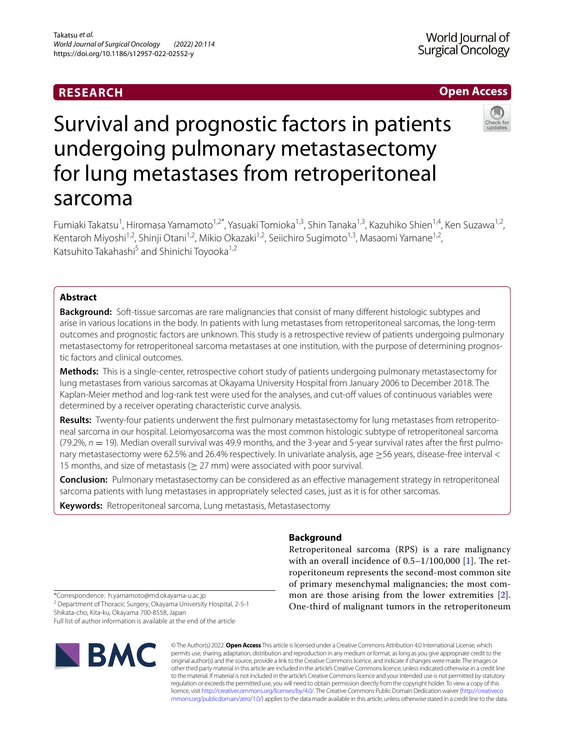**RESEARCH** **Open Access**

# Survival and prognostic factors in patients undergoing pulmonary metastasectomy for lung metastases from retroperitoneal sarcoma

Fumiaki Takatsu[1], Hiromasa Yamamoto[1,2*], Yasuaki Tomioka[1,3], Shin Tanaka[1,3], Kazuhiko Shien[1,4], Ken Suzawa[1,2], Kentaroh Miyoshi[1,2], Shinji Otani[1,2], Mikio Okazaki[1,2], Seiichiro Sugimoto[1,3], Masaomi Yamane[1,2], Katsuhito Takahashi[5] and Shinichi Toyooka[1,2]

## Abstract

**Background:** Soft-tissue sarcomas are rare malignancies that consist of many different histologic subtypes and arise in various locations in the body. In patients with lung metastases from retroperitoneal sarcomas, the long-term outcomes and prognostic factors are unknown. This study is a retrospective review of patients undergoing pulmonary metastasectomy for retroperitoneal sarcoma metastases at one institution, with the purpose of determining prognostic factors and clinical outcomes.

**Methods:** This is a single-center, retrospective cohort study of patients undergoing pulmonary metastasectomy for lung metastases from various sarcomas at Okayama University Hospital from January 2006 to December 2018. The Kaplan-Meier method and log-rank test were used for the analyses, and cut-off values of continuous variables were determined by a receiver operating characteristic curve analysis.

**Results:** Twenty-four patients underwent the first pulmonary metastasectomy for lung metastases from retroperitoneal sarcoma in our hospital. Leiomyosarcoma was the most common histologic subtype of retroperitoneal sarcoma (79.2%, $n = 19$). Median overall survival was 49.9 months, and the 3-year and 5-year survival rates after the first pulmonary metastasectomy were 62.5% and 26.4% respectively. In univariate analysis, age ≥56 years, disease-free interval < 15 months, and size of metastasis (≥ 27 mm) were associated with poor survival.

**Conclusion:** Pulmonary metastasectomy can be considered as an effective management strategy in retroperitoneal sarcoma patients with lung metastases in appropriately selected cases, just as it is for other sarcomas.

**Keywords:** Retroperitoneal sarcoma, Lung metastasis, Metastasectomy

## Background

Retroperitoneal sarcoma (RPS) is a rare malignancy with an overall incidence of 0.5–1/100,000 [1]. The retroperitoneum represents the second-most common site of primary mesenchymal malignancies; the most common are those arising from the lower extremities [2]. One-third of malignant tumors in the retroperitoneum

*Correspondence: h.yamamoto@md.okayama-u.ac.jp
[2] Department of Thoracic Surgery, Okayama University Hospital, 2-5-1 Shikata-cho, Kita-ku, Okayama 700-8558, Japan
Full list of author information is available at the end of the article

© The Author(s) 2022. **Open Access** This article is licensed under a Creative Commons Attribution 4.0 International License, which permits use, sharing, adaptation, distribution and reproduction in any medium or format, as long as you give appropriate credit to the original author(s) and the source, provide a link to the Creative Commons licence, and indicate if changes were made. The images or other third party material in this article are included in the article's Creative Commons licence, unless indicated otherwise in a credit line to the material. If material is not included in the article's Creative Commons licence and your intended use is not permitted by statutory regulation or exceeds the permitted use, you will need to obtain permission directly from the copyright holder. To view a copy of this licence, visit http://creativecommons.org/licenses/by/4.0/. The Creative Commons Public Domain Dedication waiver (http://creativecommons.org/publicdomain/zero/1.0/) applies to the data made available in this article, unless otherwise stated in a credit line to the data.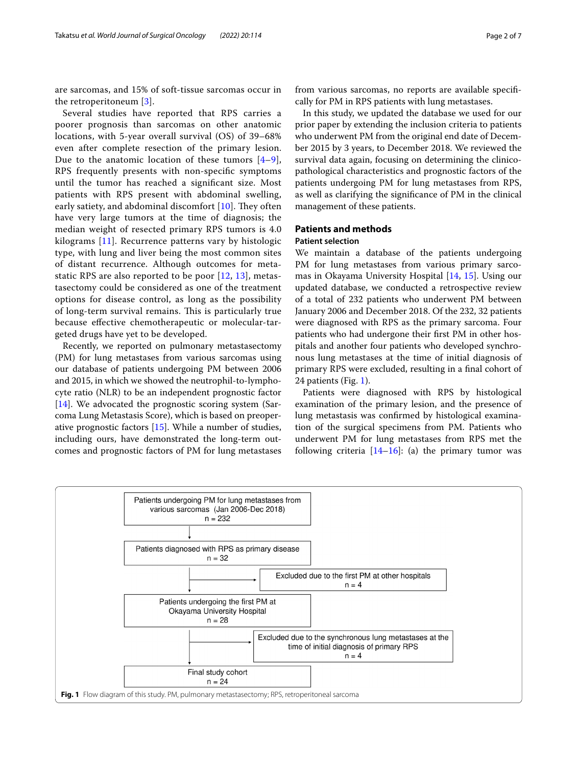are sarcomas, and 15% of soft-tissue sarcomas occur in the retroperitoneum [3].

Several studies have reported that RPS carries a poorer prognosis than sarcomas on other anatomic locations, with 5-year overall survival (OS) of 39–68% even after complete resection of the primary lesion. Due to the anatomic location of these tumors [4–9], RPS frequently presents with non-specific symptoms until the tumor has reached a significant size. Most patients with RPS present with abdominal swelling, early satiety, and abdominal discomfort [10]. They often have very large tumors at the time of diagnosis; the median weight of resected primary RPS tumors is 4.0 kilograms [11]. Recurrence patterns vary by histologic type, with lung and liver being the most common sites of distant recurrence. Although outcomes for metastatic RPS are also reported to be poor [12, 13], metastasectomy could be considered as one of the treatment options for disease control, as long as the possibility of long-term survival remains. This is particularly true because effective chemotherapeutic or molecular-targeted drugs have yet to be developed.

Recently, we reported on pulmonary metastasectomy (PM) for lung metastases from various sarcomas using our database of patients undergoing PM between 2006 and 2015, in which we showed the neutrophil-to-lymphocyte ratio (NLR) to be an independent prognostic factor [14]. We advocated the prognostic scoring system (Sarcoma Lung Metastasis Score), which is based on preoperative prognostic factors [15]. While a number of studies, including ours, have demonstrated the long-term outcomes and prognostic factors of PM for lung metastases from various sarcomas, no reports are available specifically for PM in RPS patients with lung metastases.

In this study, we updated the database we used for our prior paper by extending the inclusion criteria to patients who underwent PM from the original end date of December 2015 by 3 years, to December 2018. We reviewed the survival data again, focusing on determining the clinicopathological characteristics and prognostic factors of the patients undergoing PM for lung metastases from RPS, as well as clarifying the significance of PM in the clinical management of these patients.

## Patients and methods

### Patient selection

We maintain a database of the patients undergoing PM for lung metastases from various primary sarcomas in Okayama University Hospital [14, 15]. Using our updated database, we conducted a retrospective review of a total of 232 patients who underwent PM between January 2006 and December 2018. Of the 232, 32 patients were diagnosed with RPS as the primary sarcoma. Four patients who had undergone their first PM in other hospitals and another four patients who developed synchronous lung metastases at the time of initial diagnosis of primary RPS were excluded, resulting in a final cohort of 24 patients (Fig. 1).

Patients were diagnosed with RPS by histological examination of the primary lesion, and the presence of lung metastasis was confirmed by histological examination of the surgical specimens from PM. Patients who underwent PM for lung metastases from RPS met the following criteria [14–16]: (a) the primary tumor was

Patients undergoing PM for lung metastases from various sarcomas (Jan 2006-Dec 2018) n = 232
→ Patients diagnosed with RPS as primary disease n = 32
→ Excluded due to the first PM at other hospitals n = 4
→ Patients undergoing the first PM at Okayama University Hospital n = 28
→ Excluded due to the synchronous lung metastases at the time of initial diagnosis of primary RPS n = 4
→ Final study cohort n = 24

**Fig. 1** Flow diagram of this study. PM, pulmonary metastasectomy; RPS, retroperitoneal sarcoma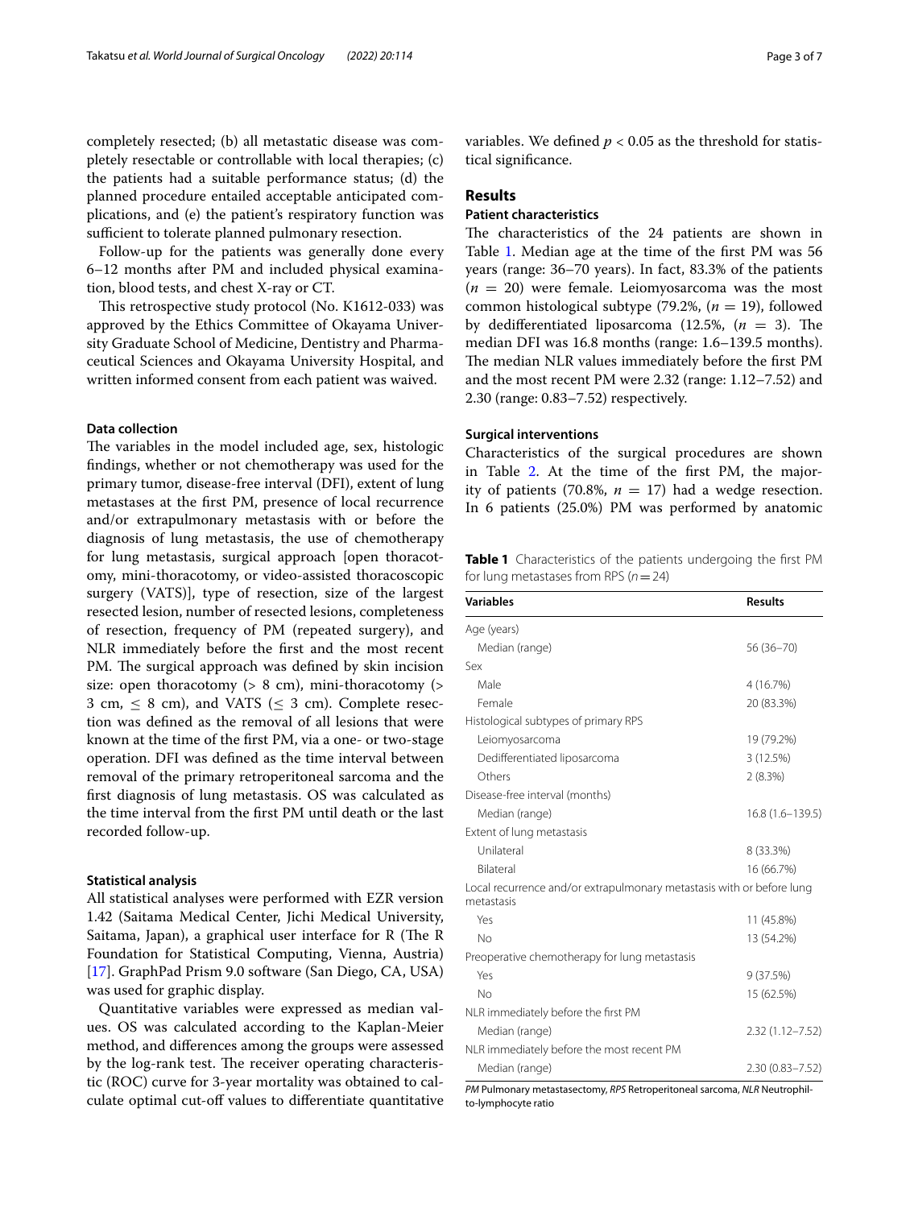completely resected; (b) all metastatic disease was completely resectable or controllable with local therapies; (c) the patients had a suitable performance status; (d) the planned procedure entailed acceptable anticipated complications, and (e) the patient's respiratory function was sufficient to tolerate planned pulmonary resection.

Follow-up for the patients was generally done every 6–12 months after PM and included physical examination, blood tests, and chest X-ray or CT.

This retrospective study protocol (No. K1612-033) was approved by the Ethics Committee of Okayama University Graduate School of Medicine, Dentistry and Pharmaceutical Sciences and Okayama University Hospital, and written informed consent from each patient was waived.

### Data collection

The variables in the model included age, sex, histologic findings, whether or not chemotherapy was used for the primary tumor, disease-free interval (DFI), extent of lung metastases at the first PM, presence of local recurrence and/or extrapulmonary metastasis with or before the diagnosis of lung metastasis, the use of chemotherapy for lung metastasis, surgical approach [open thoracotomy, mini-thoracotomy, or video-assisted thoracoscopic surgery (VATS)], type of resection, size of the largest resected lesion, number of resected lesions, completeness of resection, frequency of PM (repeated surgery), and NLR immediately before the first and the most recent PM. The surgical approach was defined by skin incision size: open thoracotomy (> 8 cm), mini-thoracotomy (> 3 cm, ≤ 8 cm), and VATS (≤ 3 cm). Complete resection was defined as the removal of all lesions that were known at the time of the first PM, via a one- or two-stage operation. DFI was defined as the time interval between removal of the primary retroperitoneal sarcoma and the first diagnosis of lung metastasis. OS was calculated as the time interval from the first PM until death or the last recorded follow-up.

### Statistical analysis

All statistical analyses were performed with EZR version 1.42 (Saitama Medical Center, Jichi Medical University, Saitama, Japan), a graphical user interface for R (The R Foundation for Statistical Computing, Vienna, Austria) [17]. GraphPad Prism 9.0 software (San Diego, CA, USA) was used for graphic display.

Quantitative variables were expressed as median values. OS was calculated according to the Kaplan-Meier method, and differences among the groups were assessed by the log-rank test. The receiver operating characteristic (ROC) curve for 3-year mortality was obtained to calculate optimal cut-off values to differentiate quantitative variables. We defined $p < 0.05$ as the threshold for statistical significance.

## Results

### Patient characteristics

The characteristics of the 24 patients are shown in Table 1. Median age at the time of the first PM was 56 years (range: 36–70 years). In fact, 83.3% of the patients ($n$ = 20) were female. Leiomyosarcoma was the most common histological subtype (79.2%, ($n$ = 19), followed by dedifferentiated liposarcoma (12.5%, ($n$ = 3). The median DFI was 16.8 months (range: 1.6–139.5 months). The median NLR values immediately before the first PM and the most recent PM were 2.32 (range: 1.12–7.52) and 2.30 (range: 0.83–7.52) respectively.

### Surgical interventions

Characteristics of the surgical procedures are shown in Table 2. At the time of the first PM, the majority of patients (70.8%, $n$ = 17) had a wedge resection. In 6 patients (25.0%) PM was performed by anatomic

**Table 1** Characteristics of the patients undergoing the first PM for lung metastases from RPS ($n$ = 24)

| Variables | Results |
|---|---|
| Age (years) | |
| Median (range) | 56 (36–70) |
| Sex | |
| Male | 4 (16.7%) |
| Female | 20 (83.3%) |
| Histological subtypes of primary RPS | |
| Leiomyosarcoma | 19 (79.2%) |
| Dedifferentiated liposarcoma | 3 (12.5%) |
| Others | 2 (8.3%) |
| Disease-free interval (months) | |
| Median (range) | 16.8 (1.6–139.5) |
| Extent of lung metastasis | |
| Unilateral | 8 (33.3%) |
| Bilateral | 16 (66.7%) |
| Local recurrence and/or extrapulmonary metastasis with or before lung metastasis | |
| Yes | 11 (45.8%) |
| No | 13 (54.2%) |
| Preoperative chemotherapy for lung metastasis | |
| Yes | 9 (37.5%) |
| No | 15 (62.5%) |
| NLR immediately before the first PM | |
| Median (range) | 2.32 (1.12–7.52) |
| NLR immediately before the most recent PM | |
| Median (range) | 2.30 (0.83–7.52) |

*PM* Pulmonary metastasectomy, *RPS* Retroperitoneal sarcoma, *NLR* Neutrophil-to-lymphocyte ratio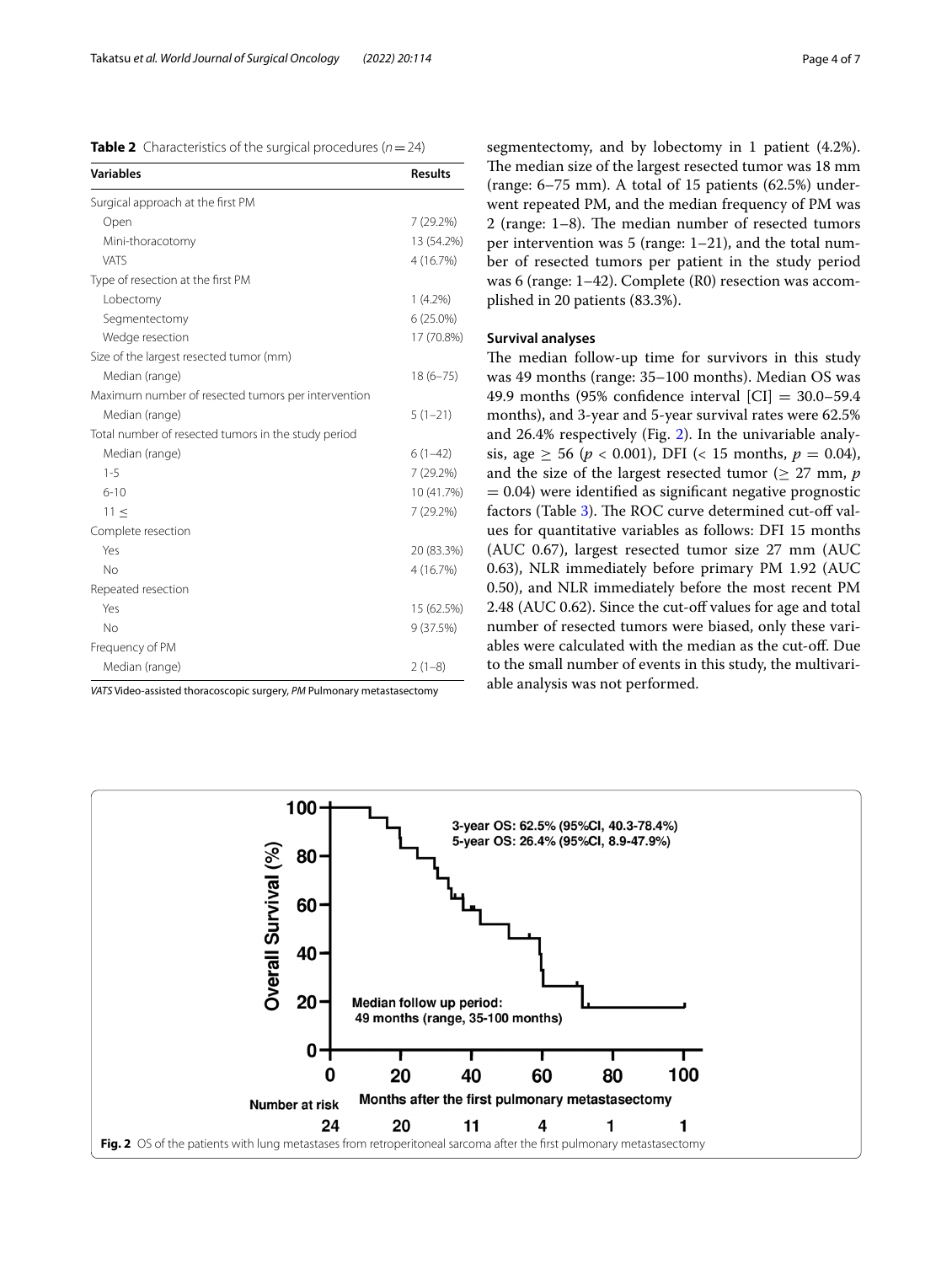**Table 2** Characteristics of the surgical procedures ($n = 24$)

| Variables | Results |
|---|---|
| Surgical approach at the first PM | |
| Open | 7 (29.2%) |
| Mini-thoracotomy | 13 (54.2%) |
| VATS | 4 (16.7%) |
| Type of resection at the first PM | |
| Lobectomy | 1 (4.2%) |
| Segmentectomy | 6 (25.0%) |
| Wedge resection | 17 (70.8%) |
| Size of the largest resected tumor (mm) | |
| Median (range) | 18 (6–75) |
| Maximum number of resected tumors per intervention | |
| Median (range) | 5 (1–21) |
| Total number of resected tumors in the study period | |
| Median (range) | 6 (1–42) |
| 1-5 | 7 (29.2%) |
| 6-10 | 10 (41.7%) |
| 11 ≤ | 7 (29.2%) |
| Complete resection | |
| Yes | 20 (83.3%) |
| No | 4 (16.7%) |
| Repeated resection | |
| Yes | 15 (62.5%) |
| No | 9 (37.5%) |
| Frequency of PM | |
| Median (range) | 2 (1–8) |

*VATS* Video-assisted thoracoscopic surgery, *PM* Pulmonary metastasectomy

segmentectomy, and by lobectomy in 1 patient (4.2%). The median size of the largest resected tumor was 18 mm (range: 6–75 mm). A total of 15 patients (62.5%) underwent repeated PM, and the median frequency of PM was 2 (range: 1–8). The median number of resected tumors per intervention was 5 (range: 1–21), and the total number of resected tumors per patient in the study period was 6 (range: 1–42). Complete (R0) resection was accomplished in 20 patients (83.3%).

### Survival analyses

The median follow-up time for survivors in this study was 49 months (range: 35–100 months). Median OS was 49.9 months (95% confidence interval [CI] = 30.0–59.4 months), and 3-year and 5-year survival rates were 62.5% and 26.4% respectively (Fig. 2). In the univariable analysis, age ≥ 56 ($p < 0.001$), DFI (< 15 months, $p = 0.04$), and the size of the largest resected tumor (≥ 27 mm, $p = 0.04$) were identified as significant negative prognostic factors (Table 3). The ROC curve determined cut-off values for quantitative variables as follows: DFI 15 months (AUC 0.67), largest resected tumor size 27 mm (AUC 0.63), NLR immediately before primary PM 1.92 (AUC 0.50), and NLR immediately before the most recent PM 2.48 (AUC 0.62). Since the cut-off values for age and total number of resected tumors were biased, only these variables were calculated with the median as the cut-off. Due to the small number of events in this study, the multivariable analysis was not performed.

**Fig. 2** OS of the patients with lung metastases from retroperitoneal sarcoma after the first pulmonary metastasectomy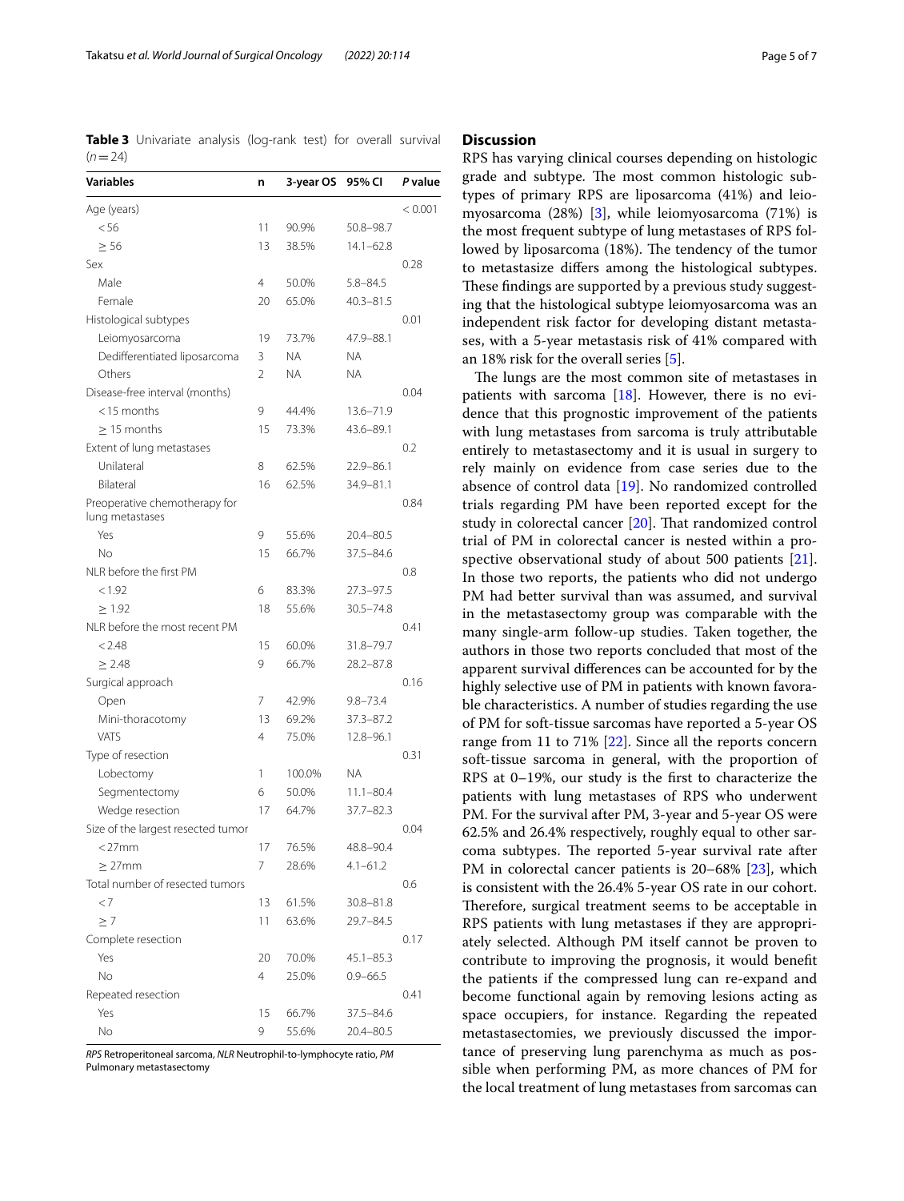**Table 3** Univariate analysis (log-rank test) for overall survival ($n = 24$)

| Variables | n | 3-year OS | 95% CI | *P* value |
|---|---|---|---|---|
| Age (years) | | | | < 0.001 |
| < 56 | 11 | 90.9% | 50.8–98.7 | |
| ≥ 56 | 13 | 38.5% | 14.1–62.8 | |
| Sex | | | | 0.28 |
| Male | 4 | 50.0% | 5.8–84.5 | |
| Female | 20 | 65.0% | 40.3–81.5 | |
| Histological subtypes | | | | 0.01 |
| Leiomyosarcoma | 19 | 73.7% | 47.9–88.1 | |
| Dedifferentiated liposarcoma | 3 | NA | NA | |
| Others | 2 | NA | NA | |
| Disease-free interval (months) | | | | 0.04 |
| < 15 months | 9 | 44.4% | 13.6–71.9 | |
| ≥ 15 months | 15 | 73.3% | 43.6–89.1 | |
| Extent of lung metastases | | | | 0.2 |
| Unilateral | 8 | 62.5% | 22.9–86.1 | |
| Bilateral | 16 | 62.5% | 34.9–81.1 | |
| Preoperative chemotherapy for lung metastases | | | | 0.84 |
| Yes | 9 | 55.6% | 20.4–80.5 | |
| No | 15 | 66.7% | 37.5–84.6 | |
| NLR before the first PM | | | | 0.8 |
| < 1.92 | 6 | 83.3% | 27.3–97.5 | |
| ≥ 1.92 | 18 | 55.6% | 30.5–74.8 | |
| NLR before the most recent PM | | | | 0.41 |
| < 2.48 | 15 | 60.0% | 31.8–79.7 | |
| ≥ 2.48 | 9 | 66.7% | 28.2–87.8 | |
| Surgical approach | | | | 0.16 |
| Open | 7 | 42.9% | 9.8–73.4 | |
| Mini-thoracotomy | 13 | 69.2% | 37.3–87.2 | |
| VATS | 4 | 75.0% | 12.8–96.1 | |
| Type of resection | | | | 0.31 |
| Lobectomy | 1 | 100.0% | NA | |
| Segmentectomy | 6 | 50.0% | 11.1–80.4 | |
| Wedge resection | 17 | 64.7% | 37.7–82.3 | |
| Size of the largest resected tumor | | | | 0.04 |
| < 27mm | 17 | 76.5% | 48.8–90.4 | |
| ≥ 27mm | 7 | 28.6% | 4.1–61.2 | |
| Total number of resected tumors | | | | 0.6 |
| < 7 | 13 | 61.5% | 30.8–81.8 | |
| ≥ 7 | 11 | 63.6% | 29.7–84.5 | |
| Complete resection | | | | 0.17 |
| Yes | 20 | 70.0% | 45.1–85.3 | |
| No | 4 | 25.0% | 0.9–66.5 | |
| Repeated resection | | | | 0.41 |
| Yes | 15 | 66.7% | 37.5–84.6 | |
| No | 9 | 55.6% | 20.4–80.5 | |

*RPS* Retroperitoneal sarcoma, *NLR* Neutrophil-to-lymphocyte ratio, *PM* Pulmonary metastasectomy

## Discussion

RPS has varying clinical courses depending on histologic grade and subtype. The most common histologic subtypes of primary RPS are liposarcoma (41%) and leiomyosarcoma (28%) [3], while leiomyosarcoma (71%) is the most frequent subtype of lung metastases of RPS followed by liposarcoma (18%). The tendency of the tumor to metastasize differs among the histological subtypes. These findings are supported by a previous study suggesting that the histological subtype leiomyosarcoma was an independent risk factor for developing distant metastases, with a 5-year metastasis risk of 41% compared with an 18% risk for the overall series [5].

The lungs are the most common site of metastases in patients with sarcoma [18]. However, there is no evidence that this prognostic improvement of the patients with lung metastases from sarcoma is truly attributable entirely to metastasectomy and it is usual in surgery to rely mainly on evidence from case series due to the absence of control data [19]. No randomized controlled trials regarding PM have been reported except for the study in colorectal cancer [20]. That randomized control trial of PM in colorectal cancer is nested within a prospective observational study of about 500 patients [21]. In those two reports, the patients who did not undergo PM had better survival than was assumed, and survival in the metastasectomy group was comparable with the many single-arm follow-up studies. Taken together, the authors in those two reports concluded that most of the apparent survival differences can be accounted for by the highly selective use of PM in patients with known favorable characteristics. A number of studies regarding the use of PM for soft-tissue sarcomas have reported a 5-year OS range from 11 to 71% [22]. Since all the reports concern soft-tissue sarcoma in general, with the proportion of RPS at 0–19%, our study is the first to characterize the patients with lung metastases of RPS who underwent PM. For the survival after PM, 3-year and 5-year OS were 62.5% and 26.4% respectively, roughly equal to other sarcoma subtypes. The reported 5-year survival rate after PM in colorectal cancer patients is 20–68% [23], which is consistent with the 26.4% 5-year OS rate in our cohort. Therefore, surgical treatment seems to be acceptable in RPS patients with lung metastases if they are appropriately selected. Although PM itself cannot be proven to contribute to improving the prognosis, it would benefit the patients if the compressed lung can re-expand and become functional again by removing lesions acting as space occupiers, for instance. Regarding the repeated metastasectomies, we previously discussed the importance of preserving lung parenchyma as much as possible when performing PM, as more chances of PM for the local treatment of lung metastases from sarcomas can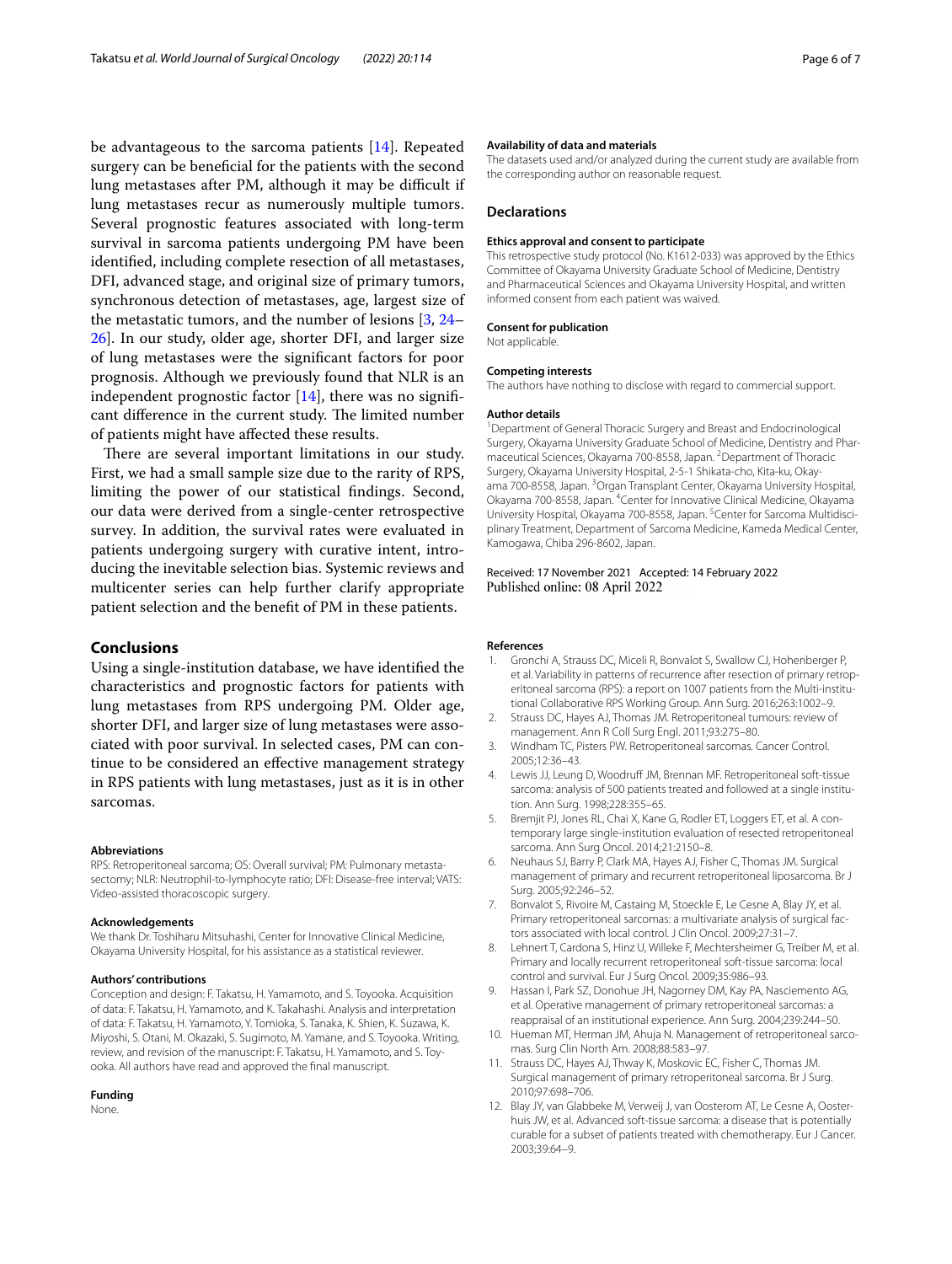be advantageous to the sarcoma patients [14]. Repeated surgery can be beneficial for the patients with the second lung metastases after PM, although it may be difficult if lung metastases recur as numerously multiple tumors. Several prognostic features associated with long-term survival in sarcoma patients undergoing PM have been identified, including complete resection of all metastases, DFI, advanced stage, and original size of primary tumors, synchronous detection of metastases, age, largest size of the metastatic tumors, and the number of lesions [3, 24–26]. In our study, older age, shorter DFI, and larger size of lung metastases were the significant factors for poor prognosis. Although we previously found that NLR is an independent prognostic factor [14], there was no significant difference in the current study. The limited number of patients might have affected these results.

There are several important limitations in our study. First, we had a small sample size due to the rarity of RPS, limiting the power of our statistical findings. Second, our data were derived from a single-center retrospective survey. In addition, the survival rates were evaluated in patients undergoing surgery with curative intent, introducing the inevitable selection bias. Systemic reviews and multicenter series can help further clarify appropriate patient selection and the benefit of PM in these patients.

## Conclusions

Using a single-institution database, we have identified the characteristics and prognostic factors for patients with lung metastases from RPS undergoing PM. Older age, shorter DFI, and larger size of lung metastases were associated with poor survival. In selected cases, PM can continue to be considered an effective management strategy in RPS patients with lung metastases, just as it is in other sarcomas.

#### Abbreviations

RPS: Retroperitoneal sarcoma; OS: Overall survival; PM: Pulmonary metastasectomy; NLR: Neutrophil-to-lymphocyte ratio; DFI: Disease-free interval; VATS: Video-assisted thoracoscopic surgery.

#### Acknowledgements

We thank Dr. Toshiharu Mitsuhashi, Center for Innovative Clinical Medicine, Okayama University Hospital, for his assistance as a statistical reviewer.

#### Authors' contributions

Conception and design: F. Takatsu, H. Yamamoto, and S. Toyooka. Acquisition of data: F. Takatsu, H. Yamamoto, and K. Takahashi. Analysis and interpretation of data: F. Takatsu, H. Yamamoto, Y. Tomioka, S. Tanaka, K. Shien, K. Suzawa, K. Miyoshi, S. Otani, M. Okazaki, S. Sugimoto, M. Yamane, and S. Toyooka. Writing, review, and revision of the manuscript: F. Takatsu, H. Yamamoto, and S. Toyooka. All authors have read and approved the final manuscript.

#### Funding

None.

#### Availability of data and materials

The datasets used and/or analyzed during the current study are available from the corresponding author on reasonable request.

### Declarations

#### Ethics approval and consent to participate

This retrospective study protocol (No. K1612-033) was approved by the Ethics Committee of Okayama University Graduate School of Medicine, Dentistry and Pharmaceutical Sciences and Okayama University Hospital, and written informed consent from each patient was waived.

#### Consent for publication

Not applicable.

#### Competing interests

The authors have nothing to disclose with regard to commercial support.

#### Author details

[1]Department of General Thoracic Surgery and Breast and Endocrinological Surgery, Okayama University Graduate School of Medicine, Dentistry and Pharmaceutical Sciences, Okayama 700-8558, Japan. [2]Department of Thoracic Surgery, Okayama University Hospital, 2-5-1 Shikata-cho, Kita-ku, Okayama 700-8558, Japan. [3]Organ Transplant Center, Okayama University Hospital, Okayama 700-8558, Japan. [4]Center for Innovative Clinical Medicine, Okayama University Hospital, Okayama 700-8558, Japan. [5]Center for Sarcoma Multidisciplinary Treatment, Department of Sarcoma Medicine, Kameda Medical Center, Kamogawa, Chiba 296-8602, Japan.

Received: 17 November 2021 Accepted: 14 February 2022
Published online: 08 April 2022

#### References

1. Gronchi A, Strauss DC, Miceli R, Bonvalot S, Swallow CJ, Hohenberger P, et al. Variability in patterns of recurrence after resection of primary retroperitoneal sarcoma (RPS): a report on 1007 patients from the Multi-institutional Collaborative RPS Working Group. Ann Surg. 2016;263:1002–9.
2. Strauss DC, Hayes AJ, Thomas JM. Retroperitoneal tumours: review of management. Ann R Coll Surg Engl. 2011;93:275–80.
3. Windham TC, Pisters PW. Retroperitoneal sarcomas. Cancer Control. 2005;12:36–43.
4. Lewis JJ, Leung D, Woodruff JM, Brennan MF. Retroperitoneal soft-tissue sarcoma: analysis of 500 patients treated and followed at a single institution. Ann Surg. 1998;228:355–65.
5. Bremjit PJ, Jones RL, Chai X, Kane G, Rodler ET, Loggers ET, et al. A contemporary large single-institution evaluation of resected retroperitoneal sarcoma. Ann Surg Oncol. 2014;21:2150–8.
6. Neuhaus SJ, Barry P, Clark MA, Hayes AJ, Fisher C, Thomas JM. Surgical management of primary and recurrent retroperitoneal liposarcoma. Br J Surg. 2005;92:246–52.
7. Bonvalot S, Rivoire M, Castaing M, Stoeckle E, Le Cesne A, Blay JY, et al. Primary retroperitoneal sarcomas: a multivariate analysis of surgical factors associated with local control. J Clin Oncol. 2009;27:31–7.
8. Lehnert T, Cardona S, Hinz U, Willeke F, Mechtersheimer G, Treiber M, et al. Primary and locally recurrent retroperitoneal soft-tissue sarcoma: local control and survival. Eur J Surg Oncol. 2009;35:986–93.
9. Hassan I, Park SZ, Donohue JH, Nagorney DM, Kay PA, Nasciemento AG, et al. Operative management of primary retroperitoneal sarcomas: a reappraisal of an institutional experience. Ann Surg. 2004;239:244–50.
10. Hueman MT, Herman JM, Ahuja N. Management of retroperitoneal sarcomas. Surg Clin North Am. 2008;88:583–97.
11. Strauss DC, Hayes AJ, Thway K, Moskovic EC, Fisher C, Thomas JM. Surgical management of primary retroperitoneal sarcoma. Br J Surg. 2010;97:698–706.
12. Blay JY, van Glabbeke M, Verweij J, van Oosterom AT, Le Cesne A, Oosterhuis JW, et al. Advanced soft-tissue sarcoma: a disease that is potentially curable for a subset of patients treated with chemotherapy. Eur J Cancer. 2003;39:64–9.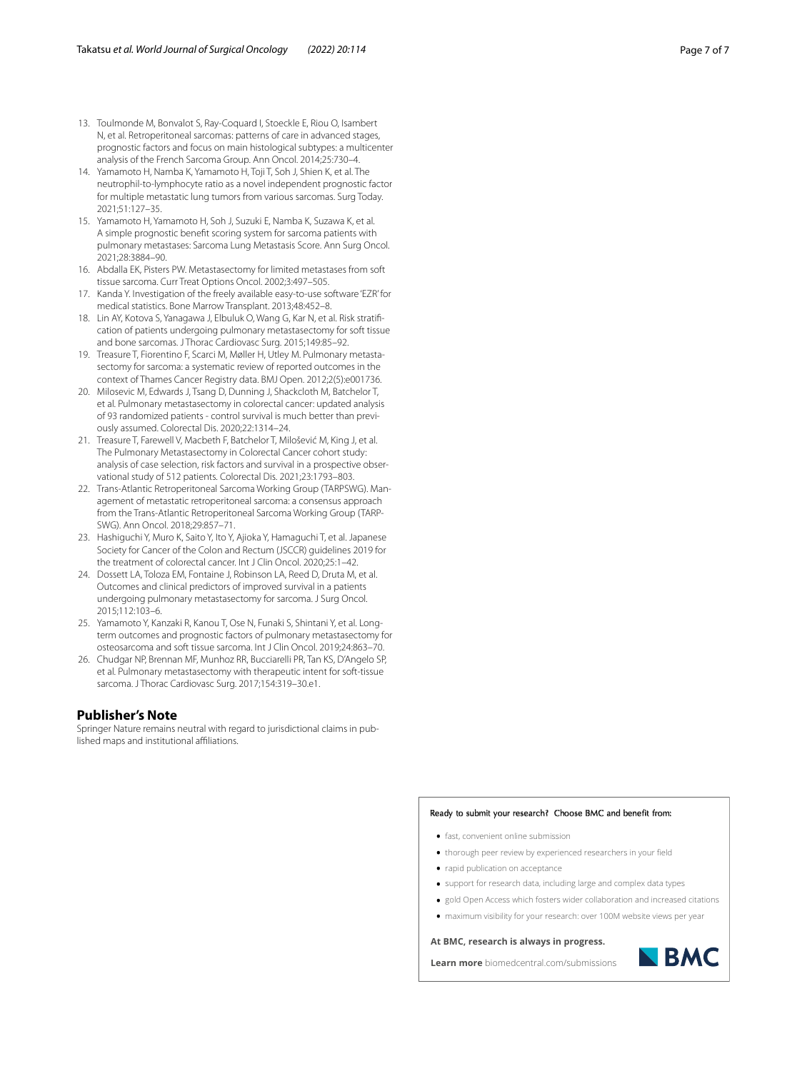13. Toulmonde M, Bonvalot S, Ray-Coquard I, Stoeckle E, Riou O, Isambert N, et al. Retroperitoneal sarcomas: patterns of care in advanced stages, prognostic factors and focus on main histological subtypes: a multicenter analysis of the French Sarcoma Group. Ann Oncol. 2014;25:730–4.
14. Yamamoto H, Namba K, Yamamoto H, Toji T, Soh J, Shien K, et al. The neutrophil-to-lymphocyte ratio as a novel independent prognostic factor for multiple metastatic lung tumors from various sarcomas. Surg Today. 2021;51:127–35.
15. Yamamoto H, Yamamoto H, Soh J, Suzuki E, Namba K, Suzawa K, et al. A simple prognostic benefit scoring system for sarcoma patients with pulmonary metastases: Sarcoma Lung Metastasis Score. Ann Surg Oncol. 2021;28:3884–90.
16. Abdalla EK, Pisters PW. Metastasectomy for limited metastases from soft tissue sarcoma. Curr Treat Options Oncol. 2002;3:497–505.
17. Kanda Y. Investigation of the freely available easy-to-use software 'EZR' for medical statistics. Bone Marrow Transplant. 2013;48:452–8.
18. Lin AY, Kotova S, Yanagawa J, Elbuluk O, Wang G, Kar N, et al. Risk stratification of patients undergoing pulmonary metastasectomy for soft tissue and bone sarcomas. J Thorac Cardiovasc Surg. 2015;149:85–92.
19. Treasure T, Fiorentino F, Scarci M, Møller H, Utley M. Pulmonary metastasectomy for sarcoma: a systematic review of reported outcomes in the context of Thames Cancer Registry data. BMJ Open. 2012;2(5):e001736.
20. Milosevic M, Edwards J, Tsang D, Dunning J, Shackcloth M, Batchelor T, et al. Pulmonary metastasectomy in colorectal cancer: updated analysis of 93 randomized patients - control survival is much better than previously assumed. Colorectal Dis. 2020;22:1314–24.
21. Treasure T, Farewell V, Macbeth F, Batchelor T, Milošević M, King J, et al. The Pulmonary Metastasectomy in Colorectal Cancer cohort study: analysis of case selection, risk factors and survival in a prospective observational study of 512 patients. Colorectal Dis. 2021;23:1793–803.
22. Trans-Atlantic Retroperitoneal Sarcoma Working Group (TARPSWG). Management of metastatic retroperitoneal sarcoma: a consensus approach from the Trans-Atlantic Retroperitoneal Sarcoma Working Group (TARPSWG). Ann Oncol. 2018;29:857–71.
23. Hashiguchi Y, Muro K, Saito Y, Ito Y, Ajioka Y, Hamaguchi T, et al. Japanese Society for Cancer of the Colon and Rectum (JSCCR) guidelines 2019 for the treatment of colorectal cancer. Int J Clin Oncol. 2020;25:1–42.
24. Dossett LA, Toloza EM, Fontaine J, Robinson LA, Reed D, Druta M, et al. Outcomes and clinical predictors of improved survival in a patients undergoing pulmonary metastasectomy for sarcoma. J Surg Oncol. 2015;112:103–6.
25. Yamamoto Y, Kanzaki R, Kanou T, Ose N, Funaki S, Shintani Y, et al. Long-term outcomes and prognostic factors of pulmonary metastasectomy for osteosarcoma and soft tissue sarcoma. Int J Clin Oncol. 2019;24:863–70.
26. Chudgar NP, Brennan MF, Munhoz RR, Bucciarelli PR, Tan KS, D'Angelo SP, et al. Pulmonary metastasectomy with therapeutic intent for soft-tissue sarcoma. J Thorac Cardiovasc Surg. 2017;154:319–30.e1.

## Publisher's Note

Springer Nature remains neutral with regard to jurisdictional claims in published maps and institutional affiliations.

Ready to submit your research? Choose BMC and benefit from:

- fast, convenient online submission
- thorough peer review by experienced researchers in your field
- rapid publication on acceptance
- support for research data, including large and complex data types
- gold Open Access which fosters wider collaboration and increased citations
- maximum visibility for your research: over 100M website views per year

**At BMC, research is always in progress.**

**Learn more** biomedcentral.com/submissions

BMC